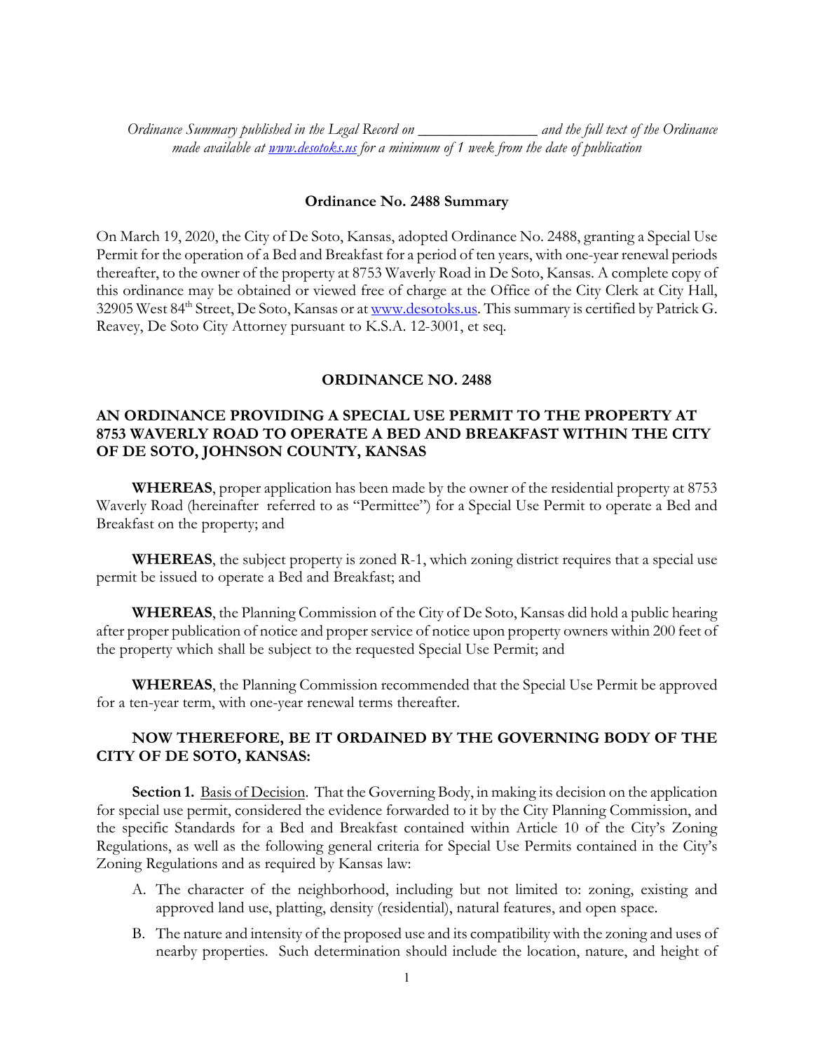*Ordinance Summary published in the Legal Record on _______________ and the full text of the Ordinance made available at [www.desotoks.us](http://www.desotoks.us) for a minimum of 1 week from the date of publication*

**Ordinance No. 2488 Summary**

On March 19, 2020, the City of De Soto, Kansas, adopted Ordinance No. 2488, granting a Special Use Permit for the operation of a Bed and Breakfast for a period of ten years, with one-year renewal periods thereafter, to the owner of the property at 8753 Waverly Road in De Soto, Kansas. A complete copy of this ordinance may be obtained or viewed free of charge at the Office of the City Clerk at City Hall, 32905 West 84th Street, De Soto, Kansas or at [www.desotoks.us](http://www.desotoks.us). This summary is certified by Patrick G. Reavey, De Soto City Attorney pursuant to K.S.A. 12-3001, et seq.

**ORDINANCE NO. 2488**

**AN ORDINANCE PROVIDING A SPECIAL USE PERMIT TO THE PROPERTY AT 8753 WAVERLY ROAD TO OPERATE A BED AND BREAKFAST WITHIN THE CITY OF DE SOTO, JOHNSON COUNTY, KANSAS**

**WHEREAS**, proper application has been made by the owner of the residential property at 8753 Waverly Road (hereinafter referred to as "Permittee") for a Special Use Permit to operate a Bed and Breakfast on the property; and

**WHEREAS**, the subject property is zoned R-1, which zoning district requires that a special use permit be issued to operate a Bed and Breakfast; and

**WHEREAS**, the Planning Commission of the City of De Soto, Kansas did hold a public hearing after proper publication of notice and proper service of notice upon property owners within 200 feet of the property which shall be subject to the requested Special Use Permit; and

**WHEREAS**, the Planning Commission recommended that the Special Use Permit be approved for a ten-year term, with one-year renewal terms thereafter.

**NOW THEREFORE, BE IT ORDAINED BY THE GOVERNING BODY OF THE CITY OF DE SOTO, KANSAS:**

**Section 1.** Basis of Decision. That the Governing Body, in making its decision on the application for special use permit, considered the evidence forwarded to it by the City Planning Commission, and the specific Standards for a Bed and Breakfast contained within Article 10 of the City's Zoning Regulations, as well as the following general criteria for Special Use Permits contained in the City's Zoning Regulations and as required by Kansas law:

A. The character of the neighborhood, including but not limited to: zoning, existing and approved land use, platting, density (residential), natural features, and open space.

B. The nature and intensity of the proposed use and its compatibility with the zoning and uses of nearby properties. Such determination should include the location, nature, and height of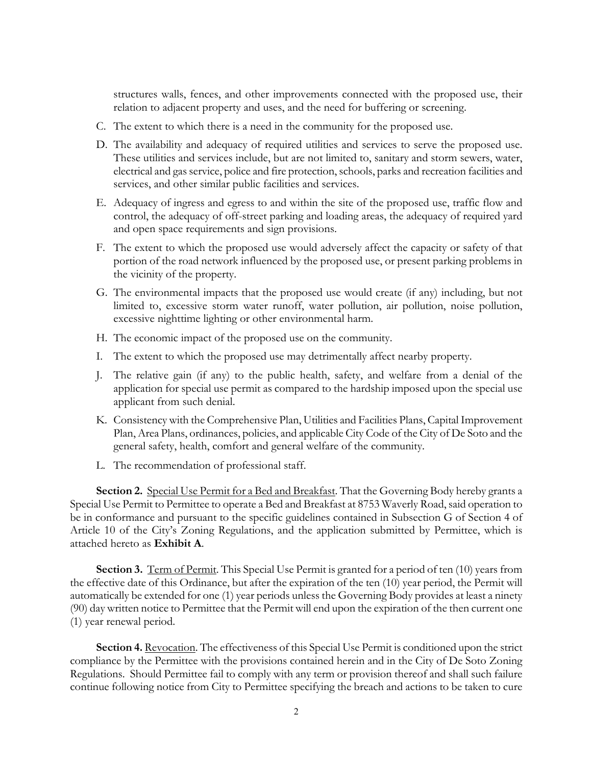structures walls, fences, and other improvements connected with the proposed use, their relation to adjacent property and uses, and the need for buffering or screening.

C. The extent to which there is a need in the community for the proposed use.

D. The availability and adequacy of required utilities and services to serve the proposed use. These utilities and services include, but are not limited to, sanitary and storm sewers, water, electrical and gas service, police and fire protection, schools, parks and recreation facilities and services, and other similar public facilities and services.

E. Adequacy of ingress and egress to and within the site of the proposed use, traffic flow and control, the adequacy of off-street parking and loading areas, the adequacy of required yard and open space requirements and sign provisions.

F. The extent to which the proposed use would adversely affect the capacity or safety of that portion of the road network influenced by the proposed use, or present parking problems in the vicinity of the property.

G. The environmental impacts that the proposed use would create (if any) including, but not limited to, excessive storm water runoff, water pollution, air pollution, noise pollution, excessive nighttime lighting or other environmental harm.

H. The economic impact of the proposed use on the community.

I. The extent to which the proposed use may detrimentally affect nearby property.

J. The relative gain (if any) to the public health, safety, and welfare from a denial of the application for special use permit as compared to the hardship imposed upon the special use applicant from such denial.

K. Consistency with the Comprehensive Plan, Utilities and Facilities Plans, Capital Improvement Plan, Area Plans, ordinances, policies, and applicable City Code of the City of De Soto and the general safety, health, comfort and general welfare of the community.

L. The recommendation of professional staff.

**Section 2.** Special Use Permit for a Bed and Breakfast. That the Governing Body hereby grants a Special Use Permit to Permittee to operate a Bed and Breakfast at 8753 Waverly Road, said operation to be in conformance and pursuant to the specific guidelines contained in Subsection G of Section 4 of Article 10 of the City's Zoning Regulations, and the application submitted by Permittee, which is attached hereto as **Exhibit A**.

**Section 3.** Term of Permit. This Special Use Permit is granted for a period of ten (10) years from the effective date of this Ordinance, but after the expiration of the ten (10) year period, the Permit will automatically be extended for one (1) year periods unless the Governing Body provides at least a ninety (90) day written notice to Permittee that the Permit will end upon the expiration of the then current one (1) year renewal period.

**Section 4.** Revocation. The effectiveness of this Special Use Permit is conditioned upon the strict compliance by the Permittee with the provisions contained herein and in the City of De Soto Zoning Regulations. Should Permittee fail to comply with any term or provision thereof and shall such failure continue following notice from City to Permittee specifying the breach and actions to be taken to cure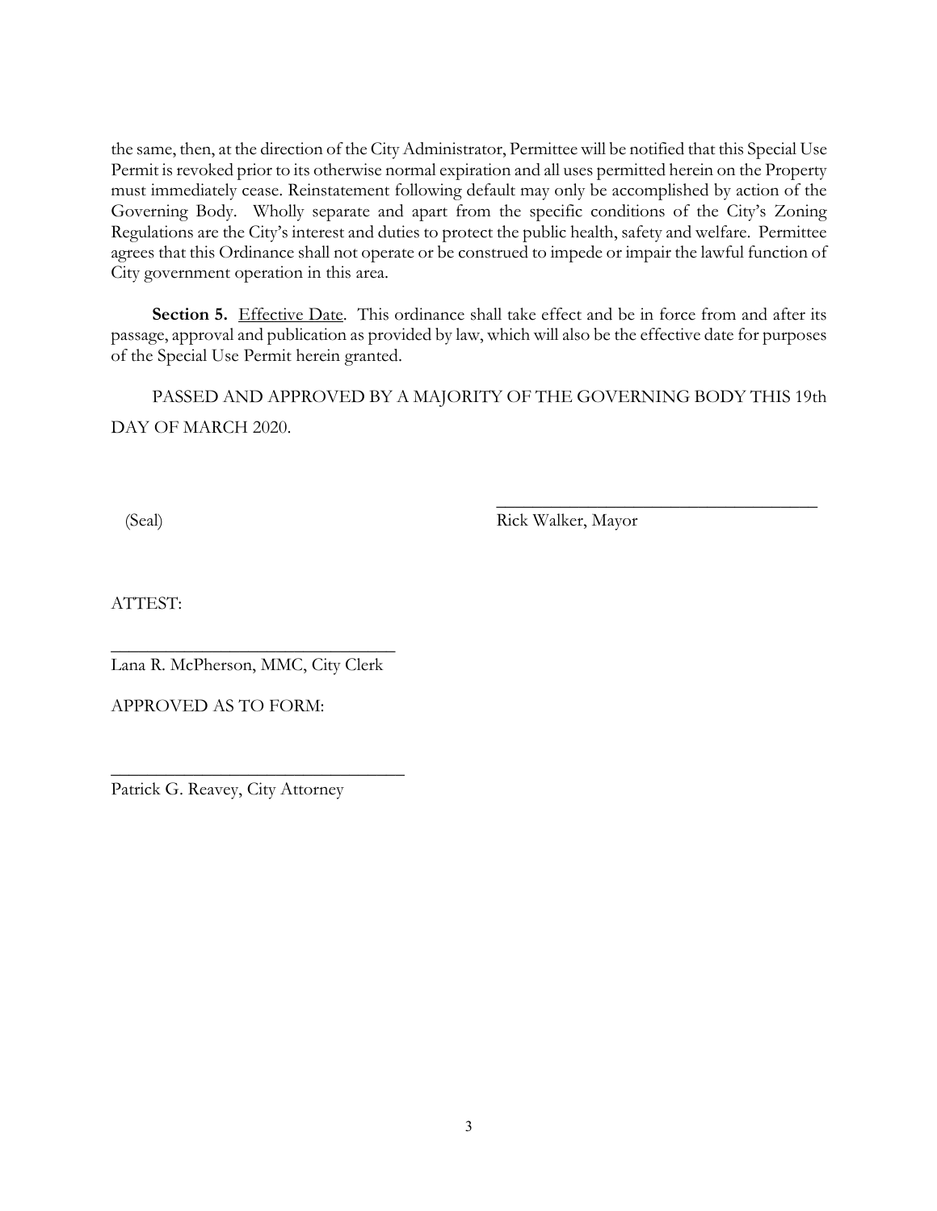the same, then, at the direction of the City Administrator, Permittee will be notified that this Special Use Permit is revoked prior to its otherwise normal expiration and all uses permitted herein on the Property must immediately cease. Reinstatement following default may only be accomplished by action of the Governing Body. Wholly separate and apart from the specific conditions of the City's Zoning Regulations are the City's interest and duties to protect the public health, safety and welfare. Permittee agrees that this Ordinance shall not operate or be construed to impede or impair the lawful function of City government operation in this area.

**Section 5.** Effective Date. This ordinance shall take effect and be in force from and after its passage, approval and publication as provided by law, which will also be the effective date for purposes of the Special Use Permit herein granted.

PASSED AND APPROVED BY A MAJORITY OF THE GOVERNING BODY THIS 19th DAY OF MARCH 2020.

(Seal)

______________________________
Rick Walker, Mayor

ATTEST:

______________________________
Lana R. McPherson, MMC, City Clerk

APPROVED AS TO FORM:

______________________________
Patrick G. Reavey, City Attorney